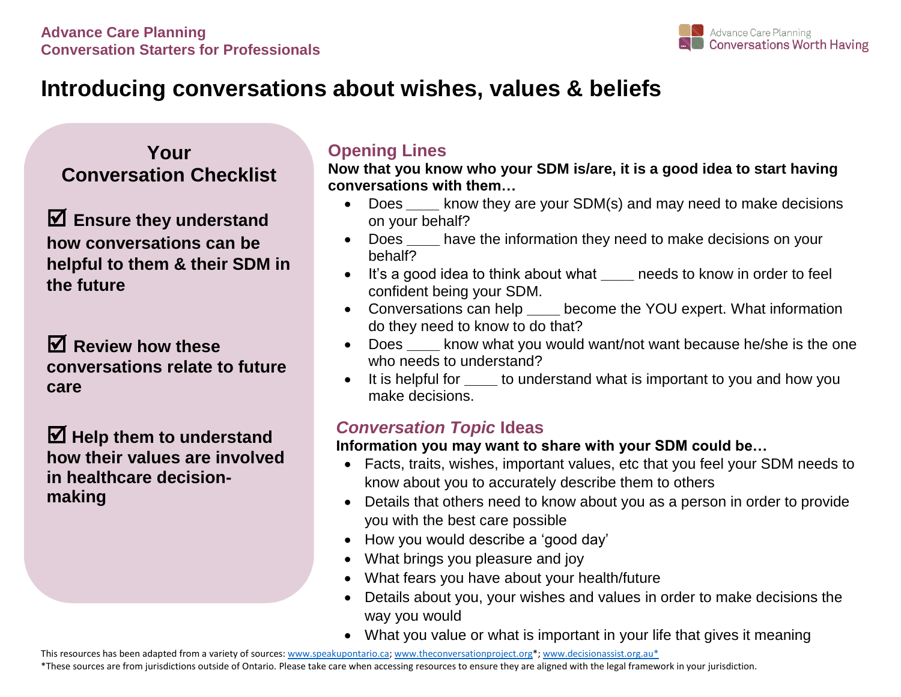**Advance Care Planning**
**Conversation Starters for Professionals**

Advance Care Planning
Conversations Worth Having

# Introducing conversations about wishes, values & beliefs

## Your Conversation Checklist

☑ **Ensure they understand how conversations can be helpful to them & their SDM in the future**

☑ **Review how these conversations relate to future care**

☑ **Help them to understand how their values are involved in healthcare decision-making**

## Opening Lines

**Now that you know who your SDM is/are, it is a good idea to start having conversations with them…**

- Does ____ know they are your SDM(s) and may need to make decisions on your behalf?
- Does ____ have the information they need to make decisions on your behalf?
- It's a good idea to think about what ____ needs to know in order to feel confident being your SDM.
- Conversations can help ____ become the YOU expert. What information do they need to know to do that?
- Does ____ know what you would want/not want because he/she is the one who needs to understand?
- It is helpful for ____ to understand what is important to you and how you make decisions.

## *Conversation Topic* Ideas

**Information you may want to share with your SDM could be…**

- Facts, traits, wishes, important values, etc that you feel your SDM needs to know about you to accurately describe them to others
- Details that others need to know about you as a person in order to provide you with the best care possible
- How you would describe a 'good day'
- What brings you pleasure and joy
- What fears you have about your health/future
- Details about you, your wishes and values in order to make decisions the way you would
- What you value or what is important in your life that gives it meaning

This resources has been adapted from a variety of sources: www.speakupontario.ca; www.theconversationproject.org*; www.decisionassist.org.au*

*These sources are from jurisdictions outside of Ontario. Please take care when accessing resources to ensure they are aligned with the legal framework in your jurisdiction.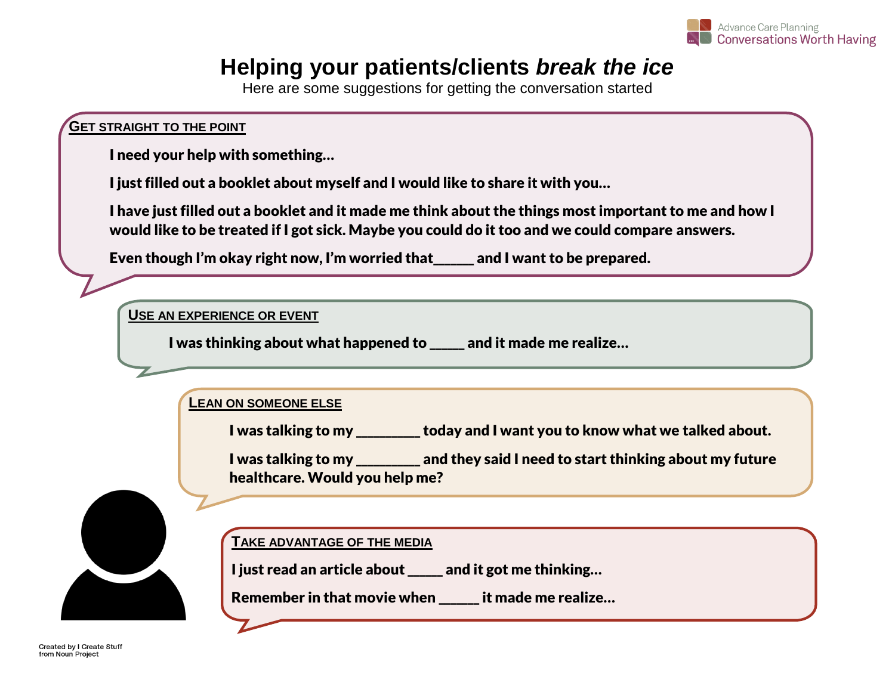Advance Care Planning
Conversations Worth Having

# Helping your patients/clients *break the ice*

Here are some suggestions for getting the conversation started

## GET STRAIGHT TO THE POINT

**I need your help with something…**

**I just filled out a booklet about myself and I would like to share it with you…**

**I have just filled out a booklet and it made me think about the things most important to me and how I would like to be treated if I got sick. Maybe you could do it too and we could compare answers.**

**Even though I'm okay right now, I'm worried that_____ and I want to be prepared.**

## USE AN EXPERIENCE OR EVENT

**I was thinking about what happened to _____ and it made me realize…**

## LEAN ON SOMEONE ELSE

**I was talking to my _________ today and I want you to know what we talked about.**

**I was talking to my _________ and they said I need to start thinking about my future healthcare. Would you help me?**

## TAKE ADVANTAGE OF THE MEDIA

**I just read an article about _____ and it got me thinking…**

**Remember in that movie when _____ it made me realize…**

Created by I Create Stuff
from Noun Project